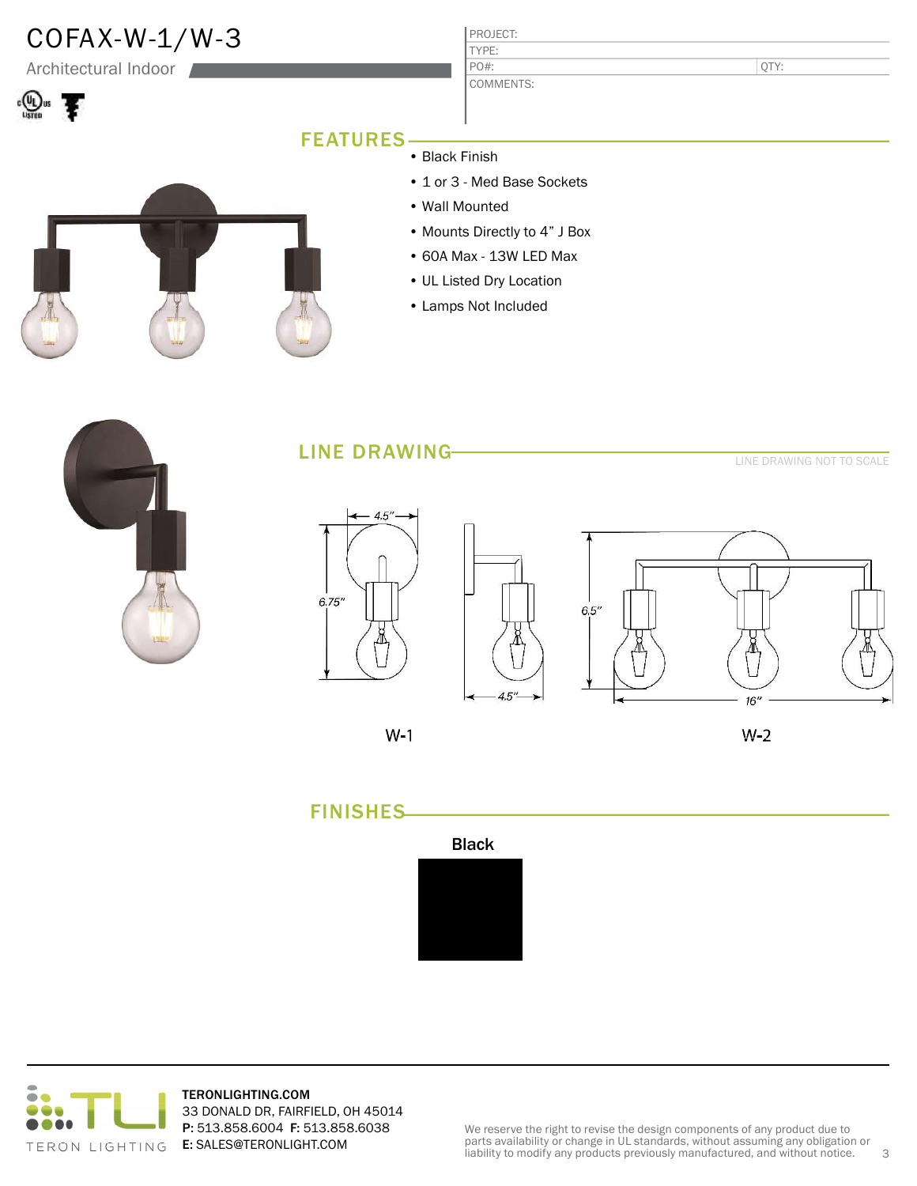# COFAX-W-1/W-3

Architectural Indoor

| PROJECT: | |
|---|---|
| TYPE: | |
| PO#: | QTY: |
| COMMENTS: | |

## FEATURES

- Black Finish
- 1 or 3 - Med Base Sockets
- Wall Mounted
- Mounts Directly to 4” J Box
- 60A Max - 13W LED Max
- UL Listed Dry Location
- Lamps Not Included

## LINE DRAWING

LINE DRAWING NOT TO SCALE

4.5” 6.75” 4.5” 6.5” 16”

W-1 W-2

## FINISHES

Black

TERONLIGHTING.COM
33 DONALD DR, FAIRFIELD, OH 45014
**P:** 513.858.6004 **F:** 513.858.6038
**E:** SALES@TERONLIGHT.COM

TERON LIGHTING

We reserve the right to revise the design components of any product due to parts availability or change in UL standards, without assuming any obligation or liability to modify any products previously manufactured, and without notice.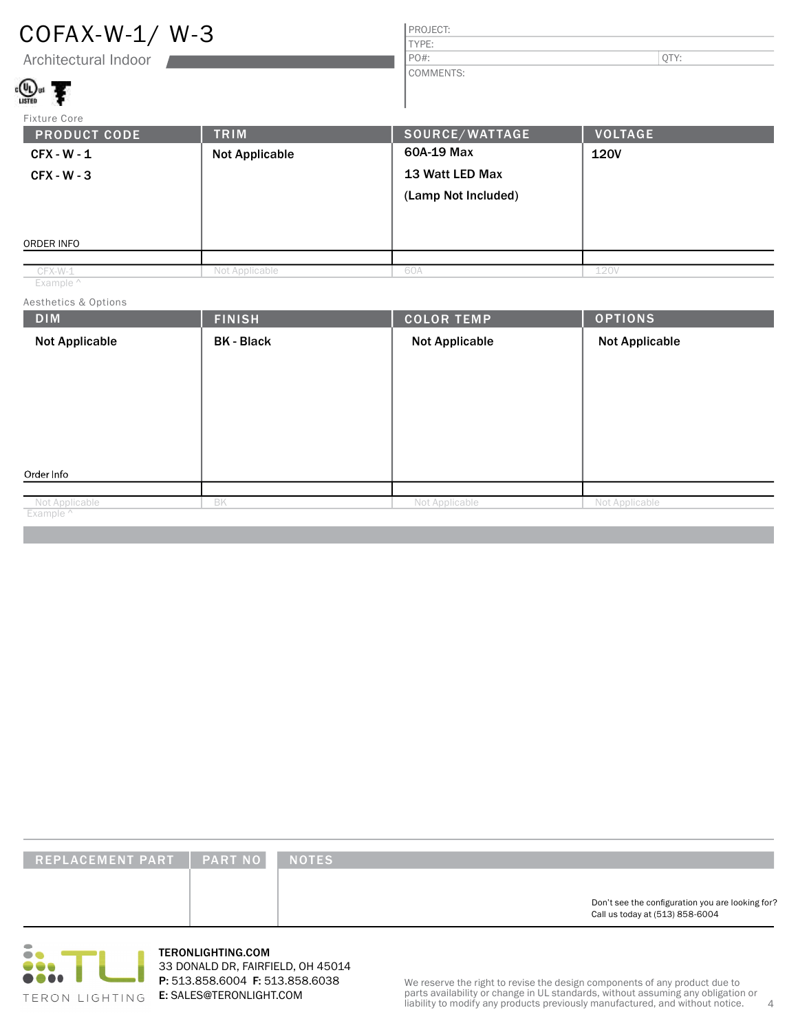# COFAX-W-1/ W-3

Architectural Indoor

| PROJECT: | |
|---|---|
| TYPE: | |
| PO#: | QTY: |
| COMMENTS: | |

Fixture Core

| PRODUCT CODE | TRIM | SOURCE/WATTAGE | VOLTAGE |
|---|---|---|---|
| **CFX - W - 1**<br>**CFX - W - 3** | **Not Applicable** | **60A-19 Max**<br>**13 Watt LED Max**<br>**(Lamp Not Included)** | **120V** |
| ORDER INFO | | | |
| CFX-W-1 | Not Applicable | 60A | 120V |

Example ^

Aesthetics & Options

| DIM | FINISH | COLOR TEMP | OPTIONS |
|---|---|---|---|
| **Not Applicable** | **BK - Black** | **Not Applicable** | **Not Applicable** |
| Order Info | | | |
| Not Applicable | BK | Not Applicable | Not Applicable |

Example ^

| REPLACEMENT PART | PART NO | NOTES |
|---|---|---|
| | | Don't see the configuration you are looking for? Call us today at (513) 858-6004 |

TERON LIGHTING

**TERONLIGHTING.COM**
33 DONALD DR, FAIRFIELD, OH 45014
**P:** 513.858.6004 **F:** 513.858.6038
**E:** SALES@TERONLIGHT.COM

We reserve the right to revise the design components of any product due to parts availability or change in UL standards, without assuming any obligation or liability to modify any products previously manufactured, and without notice.